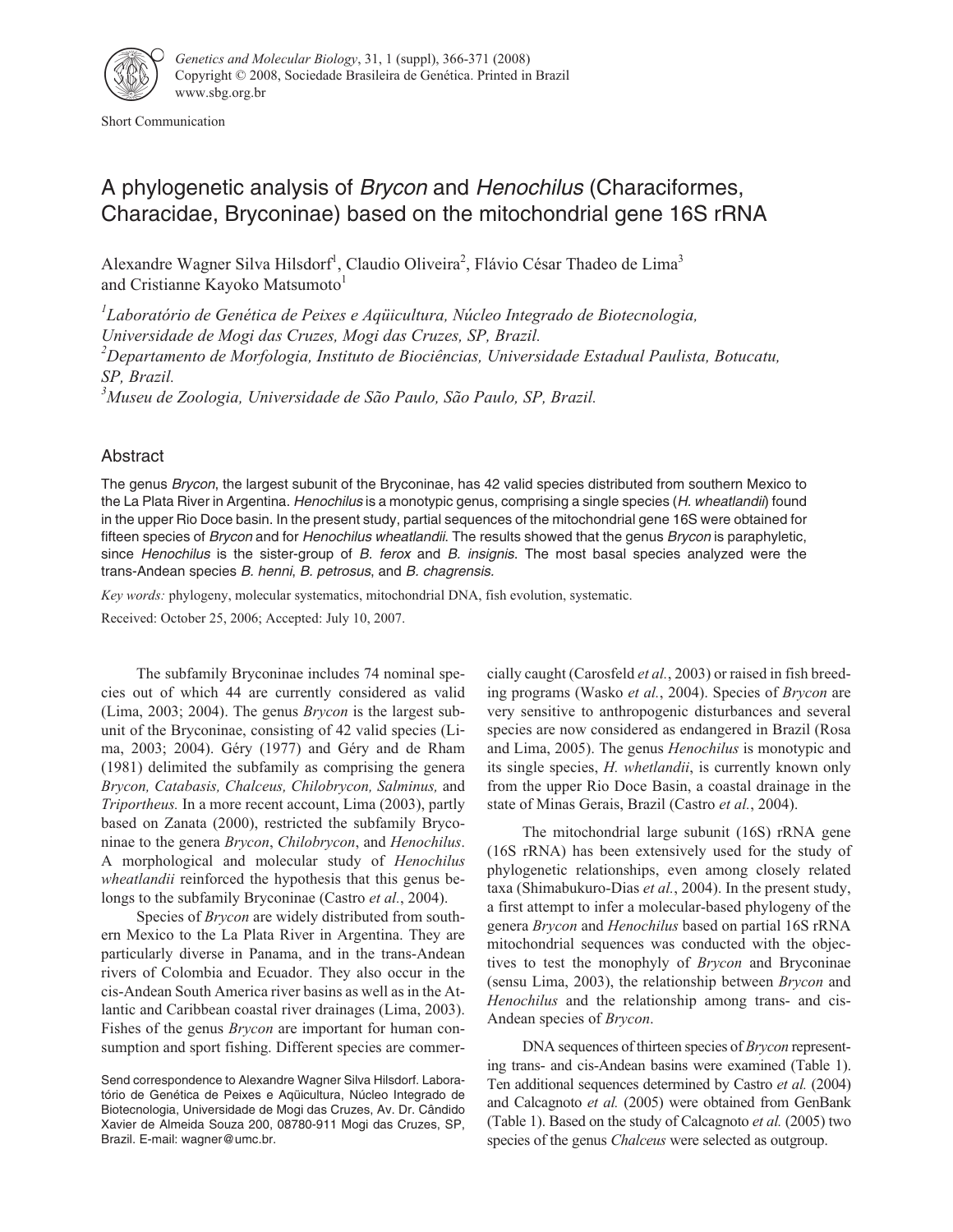Short Communication

# A phylogenetic analysis of *Brycon* and *Henochilus* (Characiformes, Characidae, Bryconinae) based on the mitochondrial gene 16S rRNA

Alexandre Wagner Silva Hilsdorf[1], Claudio Oliveira[2], Flávio César Thadeo de Lima[3] and Cristianne Kayoko Matsumoto[1]

[1] *Laboratório de Genética de Peixes e Aqüicultura, Núcleo Integrado de Biotecnologia, Universidade de Mogi das Cruzes, Mogi das Cruzes, SP, Brazil.*
[2] *Departamento de Morfologia, Instituto de Biociências, Universidade Estadual Paulista, Botucatu, SP, Brazil.*
[3] *Museu de Zoologia, Universidade de São Paulo, São Paulo, SP, Brazil.*

## Abstract

The genus *Brycon*, the largest subunit of the Bryconinae, has 42 valid species distributed from southern Mexico to the La Plata River in Argentina. *Henochilus* is a monotypic genus, comprising a single species (*H. wheatlandii*) found in the upper Rio Doce basin. In the present study, partial sequences of the mitochondrial gene 16S were obtained for fifteen species of *Brycon* and for *Henochilus wheatlandii*. The results showed that the genus *Brycon* is paraphyletic, since *Henochilus* is the sister-group of *B. ferox* and *B. insignis*. The most basal species analyzed were the trans-Andean species *B. henni*, *B. petrosus*, and *B. chagrensis*.

*Key words:* phylogeny, molecular systematics, mitochondrial DNA, fish evolution, systematic.

Received: October 25, 2006; Accepted: July 10, 2007.

The subfamily Bryconinae includes 74 nominal species out of which 44 are currently considered as valid (Lima, 2003; 2004). The genus *Brycon* is the largest subunit of the Bryconinae, consisting of 42 valid species (Lima, 2003; 2004). Géry (1977) and Géry and de Rham (1981) delimited the subfamily as comprising the genera *Brycon, Catabasis, Chalceus, Chilobrycon, Salminus,* and *Triportheus.* In a more recent account, Lima (2003), partly based on Zanata (2000), restricted the subfamily Bryconinae to the genera *Brycon*, *Chilobrycon*, and *Henochilus*. A morphological and molecular study of *Henochilus wheatlandii* reinforced the hypothesis that this genus belongs to the subfamily Bryconinae (Castro *et al.*, 2004).

Species of *Brycon* are widely distributed from southern Mexico to the La Plata River in Argentina. They are particularly diverse in Panama, and in the trans-Andean rivers of Colombia and Ecuador. They also occur in the cis-Andean South America river basins as well as in the Atlantic and Caribbean coastal river drainages (Lima, 2003). Fishes of the genus *Brycon* are important for human consumption and sport fishing. Different species are commercially caught (Carosfeld *et al.*, 2003) or raised in fish breeding programs (Wasko *et al.*, 2004). Species of *Brycon* are very sensitive to anthropogenic disturbances and several species are now considered as endangered in Brazil (Rosa and Lima, 2005). The genus *Henochilus* is monotypic and its single species, *H. whetlandii*, is currently known only from the upper Rio Doce Basin, a coastal drainage in the state of Minas Gerais, Brazil (Castro *et al.*, 2004).

The mitochondrial large subunit (16S) rRNA gene (16S rRNA) has been extensively used for the study of phylogenetic relationships, even among closely related taxa (Shimabukuro-Dias *et al.*, 2004). In the present study, a first attempt to infer a molecular-based phylogeny of the genera *Brycon* and *Henochilus* based on partial 16S rRNA mitochondrial sequences was conducted with the objectives to test the monophyly of *Brycon* and Bryconinae (sensu Lima, 2003), the relationship between *Brycon* and *Henochilus* and the relationship among trans- and cis-Andean species of *Brycon*.

DNA sequences of thirteen species of *Brycon* representing trans- and cis-Andean basins were examined (Table 1). Ten additional sequences determined by Castro *et al.* (2004) and Calcagnoto *et al.* (2005) were obtained from GenBank (Table 1). Based on the study of Calcagnoto *et al.* (2005) two species of the genus *Chalceus* were selected as outgroup.

Send correspondence to Alexandre Wagner Silva Hilsdorf. Laboratório de Genética de Peixes e Aqüicultura, Núcleo Integrado de Biotecnologia, Universidade de Mogi das Cruzes, Av. Dr. Cândido Xavier de Almeida Souza 200, 08780-911 Mogi das Cruzes, SP, Brazil. E-mail: wagner@umc.br.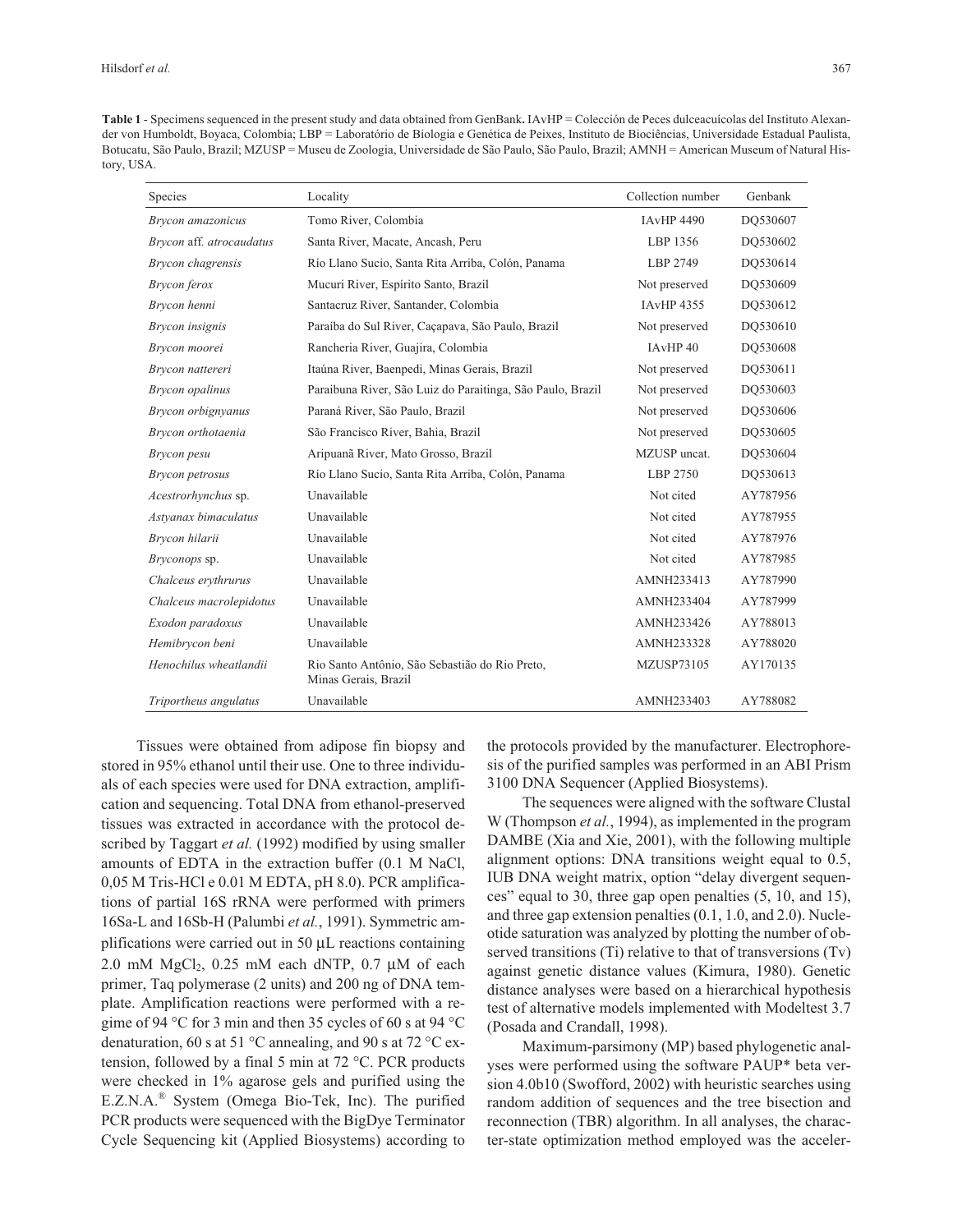**Table 1** - Specimens sequenced in the present study and data obtained from GenBank**.** IAvHP = Colección de Peces dulceacuícolas del Instituto Alexander von Humboldt, Boyaca, Colombia; LBP = Laboratório de Biologia e Genética de Peixes, Instituto de Biociências, Universidade Estadual Paulista, Botucatu, São Paulo, Brazil; MZUSP = Museu de Zoologia, Universidade de São Paulo, São Paulo, Brazil; AMNH = American Museum of Natural History, USA.

| Species | Locality | Collection number | Genbank |
|---|---|---|---|
| *Brycon amazonicus* | Tomo River, Colombia | IAvHP 4490 | DQ530607 |
| *Brycon* aff. *atrocaudatus* | Santa River, Macate, Ancash, Peru | LBP 1356 | DQ530602 |
| *Brycon chagrensis* | Río Llano Sucio, Santa Rita Arriba, Colón, Panama | LBP 2749 | DQ530614 |
| *Brycon ferox* | Mucuri River, Espírito Santo, Brazil | Not preserved | DQ530609 |
| *Brycon henni* | Santacruz River, Santander, Colombia | IAvHP 4355 | DQ530612 |
| *Brycon insignis* | Paraíba do Sul River, Caçapava, São Paulo, Brazil | Not preserved | DQ530610 |
| *Brycon moorei* | Rancheria River, Guajira, Colombia | IAvHP 40 | DQ530608 |
| *Brycon nattereri* | Itaúna River, Baenpedi, Minas Gerais, Brazil | Not preserved | DQ530611 |
| *Brycon opalinus* | Paraibuna River, São Luiz do Paraitinga, São Paulo, Brazil | Not preserved | DQ530603 |
| *Brycon orbignyanus* | Paraná River, São Paulo, Brazil | Not preserved | DQ530606 |
| *Brycon orthotaenia* | São Francisco River, Bahia, Brazil | Not preserved | DQ530605 |
| *Brycon pesu* | Aripuanã River, Mato Grosso, Brazil | MZUSP uncat. | DQ530604 |
| *Brycon petrosus* | Río Llano Sucio, Santa Rita Arriba, Colón, Panama | LBP 2750 | DQ530613 |
| *Acestrorhynchus* sp. | Unavailable | Not cited | AY787956 |
| *Astyanax bimaculatus* | Unavailable | Not cited | AY787955 |
| *Brycon hilarii* | Unavailable | Not cited | AY787976 |
| *Bryconops* sp. | Unavailable | Not cited | AY787985 |
| *Chalceus erythrurus* | Unavailable | AMNH233413 | AY787990 |
| *Chalceus macrolepidotus* | Unavailable | AMNH233404 | AY787999 |
| *Exodon paradoxus* | Unavailable | AMNH233426 | AY788013 |
| *Hemibrycon beni* | Unavailable | AMNH233328 | AY788020 |
| *Henochilus wheatlandii* | Rio Santo Antônio, São Sebastião do Rio Preto, Minas Gerais, Brazil | MZUSP73105 | AY170135 |
| *Triportheus angulatus* | Unavailable | AMNH233403 | AY788082 |

Tissues were obtained from adipose fin biopsy and stored in 95% ethanol until their use. One to three individuals of each species were used for DNA extraction, amplification and sequencing. Total DNA from ethanol-preserved tissues was extracted in accordance with the protocol described by Taggart *et al.* (1992) modified by using smaller amounts of EDTA in the extraction buffer (0.1 M NaCl, 0,05 M Tris-HCl e 0.01 M EDTA, pH 8.0). PCR amplifications of partial 16S rRNA were performed with primers 16Sa-L and 16Sb-H (Palumbi *et al.*, 1991). Symmetric amplifications were carried out in 50 μL reactions containing 2.0 mM $MgCl_2$, 0.25 mM each dNTP, 0.7 μM of each primer, Taq polymerase (2 units) and 200 ng of DNA template. Amplification reactions were performed with a regime of 94 °C for 3 min and then 35 cycles of 60 s at 94 °C denaturation, 60 s at 51 °C annealing, and 90 s at 72 °C extension, followed by a final 5 min at 72 °C. PCR products were checked in 1% agarose gels and purified using the E.Z.N.A.® System (Omega Bio-Tek, Inc). The purified PCR products were sequenced with the BigDye Terminator Cycle Sequencing kit (Applied Biosystems) according to the protocols provided by the manufacturer. Electrophoresis of the purified samples was performed in an ABI Prism 3100 DNA Sequencer (Applied Biosystems).

The sequences were aligned with the software Clustal W (Thompson *et al.*, 1994), as implemented in the program DAMBE (Xia and Xie, 2001), with the following multiple alignment options: DNA transitions weight equal to 0.5, IUB DNA weight matrix, option "delay divergent sequences" equal to 30, three gap open penalties (5, 10, and 15), and three gap extension penalties (0.1, 1.0, and 2.0). Nucleotide saturation was analyzed by plotting the number of observed transitions (Ti) relative to that of transversions (Tv) against genetic distance values (Kimura, 1980). Genetic distance analyses were based on a hierarchical hypothesis test of alternative models implemented with Modeltest 3.7 (Posada and Crandall, 1998).

Maximum-parsimony (MP) based phylogenetic analyses were performed using the software PAUP* beta version 4.0b10 (Swofford, 2002) with heuristic searches using random addition of sequences and the tree bisection and reconnection (TBR) algorithm. In all analyses, the character-state optimization method employed was the acceler-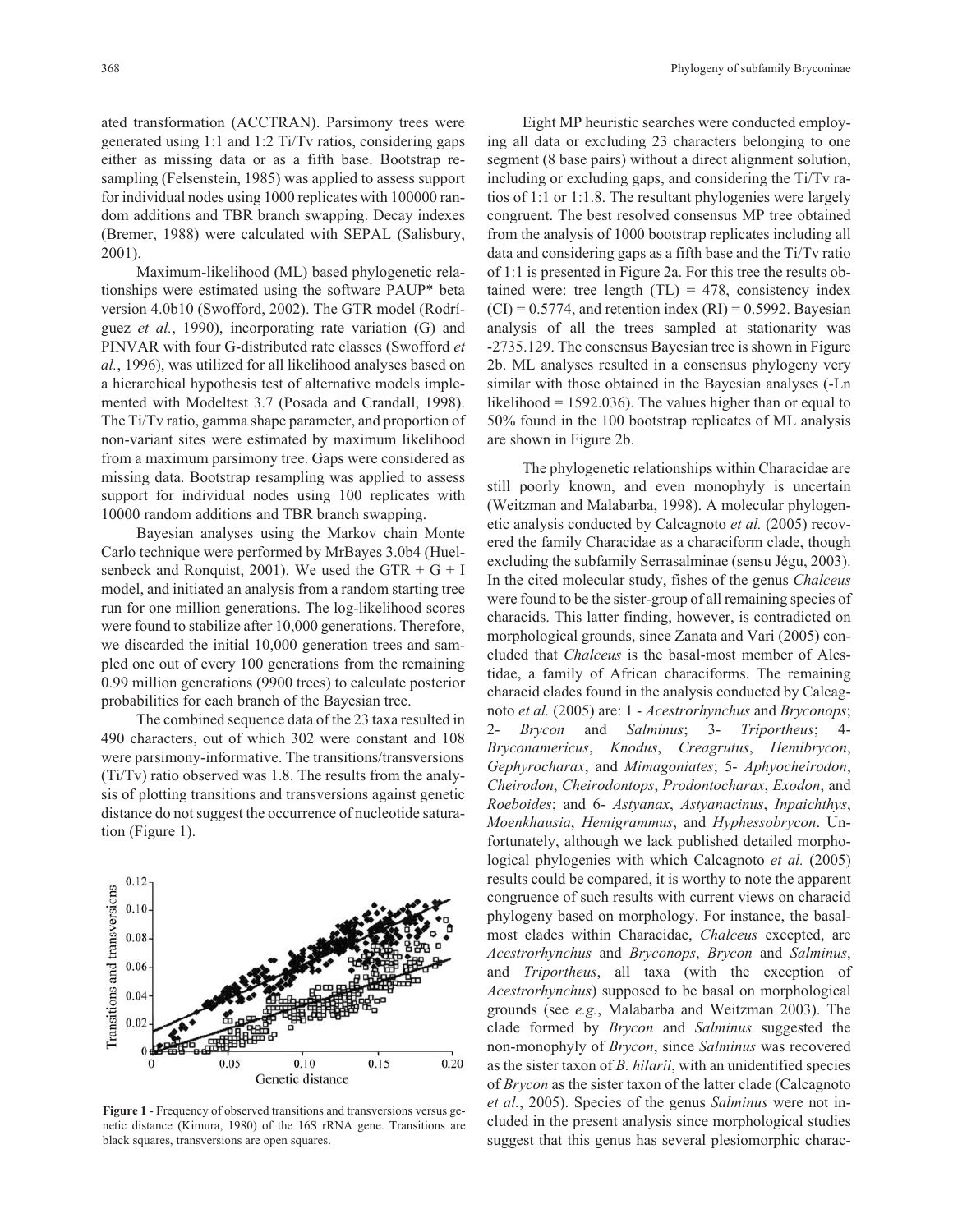ated transformation (ACCTRAN). Parsimony trees were generated using 1:1 and 1:2 Ti/Tv ratios, considering gaps either as missing data or as a fifth base. Bootstrap resampling (Felsenstein, 1985) was applied to assess support for individual nodes using 1000 replicates with 100000 random additions and TBR branch swapping. Decay indexes (Bremer, 1988) were calculated with SEPAL (Salisbury, 2001).

Maximum-likelihood (ML) based phylogenetic relationships were estimated using the software PAUP* beta version 4.0b10 (Swofford, 2002). The GTR model (Rodríguez *et al.*, 1990), incorporating rate variation (G) and PINVAR with four G-distributed rate classes (Swofford *et al.*, 1996), was utilized for all likelihood analyses based on a hierarchical hypothesis test of alternative models implemented with Modeltest 3.7 (Posada and Crandall, 1998). The Ti/Tv ratio, gamma shape parameter, and proportion of non-variant sites were estimated by maximum likelihood from a maximum parsimony tree. Gaps were considered as missing data. Bootstrap resampling was applied to assess support for individual nodes using 100 replicates with 10000 random additions and TBR branch swapping.

Bayesian analyses using the Markov chain Monte Carlo technique were performed by MrBayes 3.0b4 (Huelsenbeck and Ronquist, 2001). We used the GTR + G + I model, and initiated an analysis from a random starting tree run for one million generations. The log-likelihood scores were found to stabilize after 10,000 generations. Therefore, we discarded the initial 10,000 generation trees and sampled one out of every 100 generations from the remaining 0.99 million generations (9900 trees) to calculate posterior probabilities for each branch of the Bayesian tree.

The combined sequence data of the 23 taxa resulted in 490 characters, out of which 302 were constant and 108 were parsimony-informative. The transitions/transversions (Ti/Tv) ratio observed was 1.8. The results from the analysis of plotting transitions and transversions against genetic distance do not suggest the occurrence of nucleotide saturation (Figure 1).

**Figure 1** - Frequency of observed transitions and transversions versus genetic distance (Kimura, 1980) of the 16S rRNA gene. Transitions are black squares, transversions are open squares.

Eight MP heuristic searches were conducted employing all data or excluding 23 characters belonging to one segment (8 base pairs) without a direct alignment solution, including or excluding gaps, and considering the Ti/Tv ratios of 1:1 or 1:1.8. The resultant phylogenies were largely congruent. The best resolved consensus MP tree obtained from the analysis of 1000 bootstrap replicates including all data and considering gaps as a fifth base and the Ti/Tv ratio of 1:1 is presented in Figure 2a. For this tree the results obtained were: tree length (TL) = 478, consistency index (CI) = 0.5774, and retention index (RI) = 0.5992. Bayesian analysis of all the trees sampled at stationarity was -2735.129. The consensus Bayesian tree is shown in Figure 2b. ML analyses resulted in a consensus phylogeny very similar with those obtained in the Bayesian analyses (-Ln likelihood = 1592.036). The values higher than or equal to 50% found in the 100 bootstrap replicates of ML analysis are shown in Figure 2b.

The phylogenetic relationships within Characidae are still poorly known, and even monophyly is uncertain (Weitzman and Malabarba, 1998). A molecular phylogenetic analysis conducted by Calcagnoto *et al.* (2005) recovered the family Characidae as a characiform clade, though excluding the subfamily Serrasalminae (sensu Jégu, 2003). In the cited molecular study, fishes of the genus *Chalceus* were found to be the sister-group of all remaining species of characids. This latter finding, however, is contradicted on morphological grounds, since Zanata and Vari (2005) concluded that *Chalceus* is the basal-most member of Alestidae, a family of African characiforms. The remaining characid clades found in the analysis conducted by Calcagnoto *et al.* (2005) are: 1 - *Acestrorhynchus* and *Bryconops*; 2- *Brycon* and *Salminus*; 3- *Triportheus*; 4- *Bryconamericus*, *Knodus*, *Creagrutus*, *Hemibrycon*, *Gephyrocharax*, and *Mimagoniates*; 5- *Aphyocheirodon*, *Cheirodon*, *Cheirodontops*, *Prodontocharax*, *Exodon*, and *Roeboides*; and 6- *Astyanax*, *Astyanacinus*, *Inpaichthys*, *Moenkhausia*, *Hemigrammus*, and *Hyphessobrycon*. Unfortunately, although we lack published detailed morphological phylogenies with which Calcagnoto *et al.* (2005) results could be compared, it is worthy to note the apparent congruence of such results with current views on characid phylogeny based on morphology. For instance, the basal-most clades within Characidae, *Chalceus* excepted, are *Acestrorhynchus* and *Bryconops*, *Brycon* and *Salminus*, and *Triportheus*, all taxa (with the exception of *Acestrorhynchus*) supposed to be basal on morphological grounds (see *e.g.*, Malabarba and Weitzman 2003). The clade formed by *Brycon* and *Salminus* suggested the non-monophyly of *Brycon*, since *Salminus* was recovered as the sister taxon of *B. hilarii*, with an unidentified species of *Brycon* as the sister taxon of the latter clade (Calcagnoto *et al.*, 2005). Species of the genus *Salminus* were not included in the present analysis since morphological studies suggest that this genus has several plesiomorphic charac-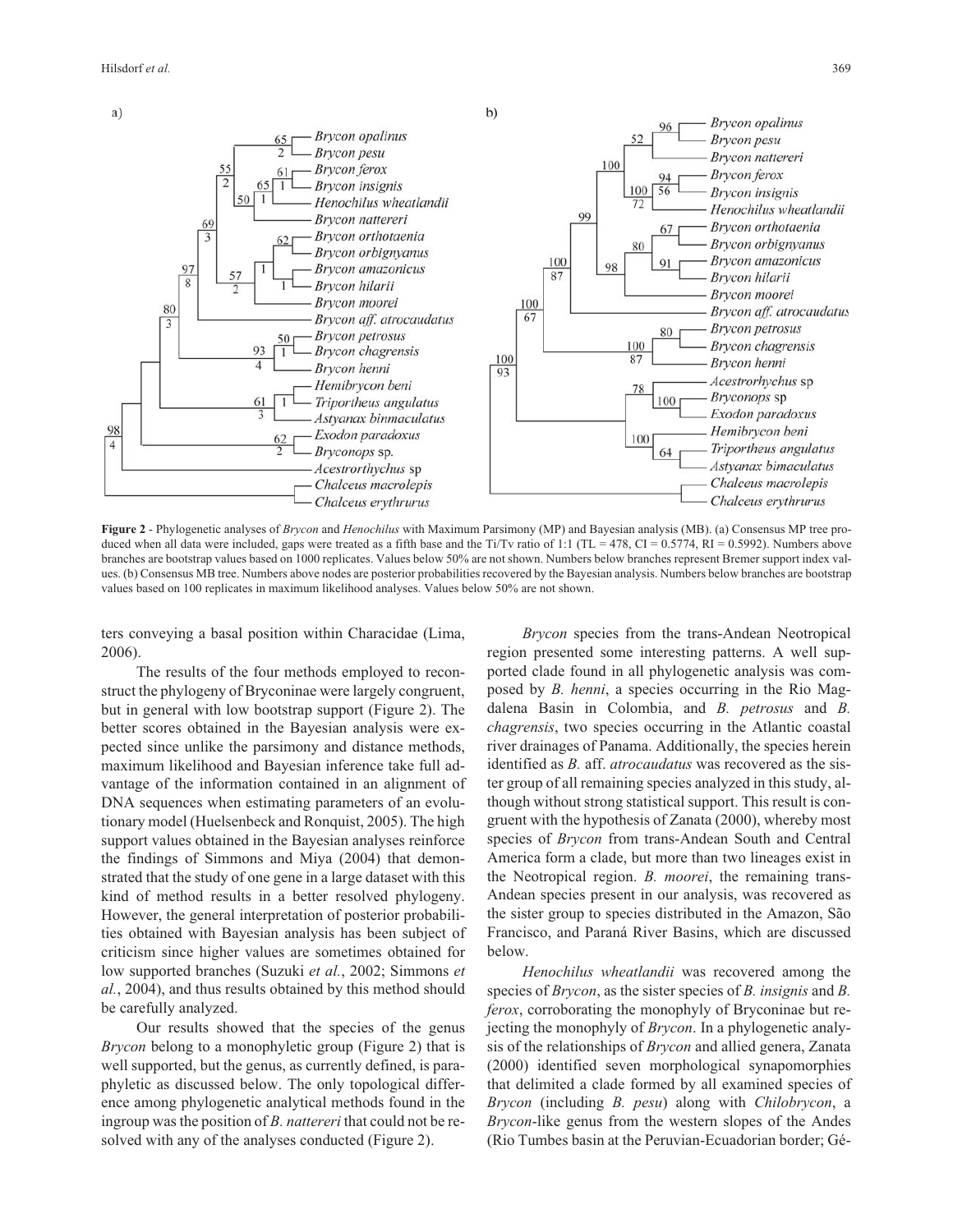**Figure 2** - Phylogenetic analyses of *Brycon* and *Henochilus* with Maximum Parsimony (MP) and Bayesian analysis (MB). (a) Consensus MP tree produced when all data were included, gaps were treated as a fifth base and the Ti/Tv ratio of 1:1 (TL = 478, CI = 0.5774, RI = 0.5992). Numbers above branches are bootstrap values based on 1000 replicates. Values below 50% are not shown. Numbers below branches represent Bremer support index values. (b) Consensus MB tree. Numbers above nodes are posterior probabilities recovered by the Bayesian analysis. Numbers below branches are bootstrap values based on 100 replicates in maximum likelihood analyses. Values below 50% are not shown.

ters conveying a basal position within Characidae (Lima, 2006).

The results of the four methods employed to reconstruct the phylogeny of Bryconinae were largely congruent, but in general with low bootstrap support (Figure 2). The better scores obtained in the Bayesian analysis were expected since unlike the parsimony and distance methods, maximum likelihood and Bayesian inference take full advantage of the information contained in an alignment of DNA sequences when estimating parameters of an evolutionary model (Huelsenbeck and Ronquist, 2005). The high support values obtained in the Bayesian analyses reinforce the findings of Simmons and Miya (2004) that demonstrated that the study of one gene in a large dataset with this kind of method results in a better resolved phylogeny. However, the general interpretation of posterior probabilities obtained with Bayesian analysis has been subject of criticism since higher values are sometimes obtained for low supported branches (Suzuki *et al.*, 2002; Simmons *et al.*, 2004), and thus results obtained by this method should be carefully analyzed.

Our results showed that the species of the genus *Brycon* belong to a monophyletic group (Figure 2) that is well supported, but the genus, as currently defined, is paraphyletic as discussed below. The only topological difference among phylogenetic analytical methods found in the ingroup was the position of *B. nattereri* that could not be resolved with any of the analyses conducted (Figure 2).

*Brycon* species from the trans-Andean Neotropical region presented some interesting patterns. A well supported clade found in all phylogenetic analysis was composed by *B. henni*, a species occurring in the Rio Magdalena Basin in Colombia, and *B. petrosus* and *B. chagrensis*, two species occurring in the Atlantic coastal river drainages of Panama. Additionally, the species herein identified as *B.* aff. *atrocaudatus* was recovered as the sister group of all remaining species analyzed in this study, although without strong statistical support. This result is congruent with the hypothesis of Zanata (2000), whereby most species of *Brycon* from trans-Andean South and Central America form a clade, but more than two lineages exist in the Neotropical region. *B. moorei*, the remaining trans-Andean species present in our analysis, was recovered as the sister group to species distributed in the Amazon, São Francisco, and Paraná River Basins, which are discussed below.

*Henochilus wheatlandii* was recovered among the species of *Brycon*, as the sister species of *B. insignis* and *B. ferox*, corroborating the monophyly of Bryconinae but rejecting the monophyly of *Brycon*. In a phylogenetic analysis of the relationships of *Brycon* and allied genera, Zanata (2000) identified seven morphological synapomorphies that delimited a clade formed by all examined species of *Brycon* (including *B. pesu*) along with *Chilobrycon*, a *Brycon*-like genus from the western slopes of the Andes (Rio Tumbes basin at the Peruvian-Ecuadorian border; Gé-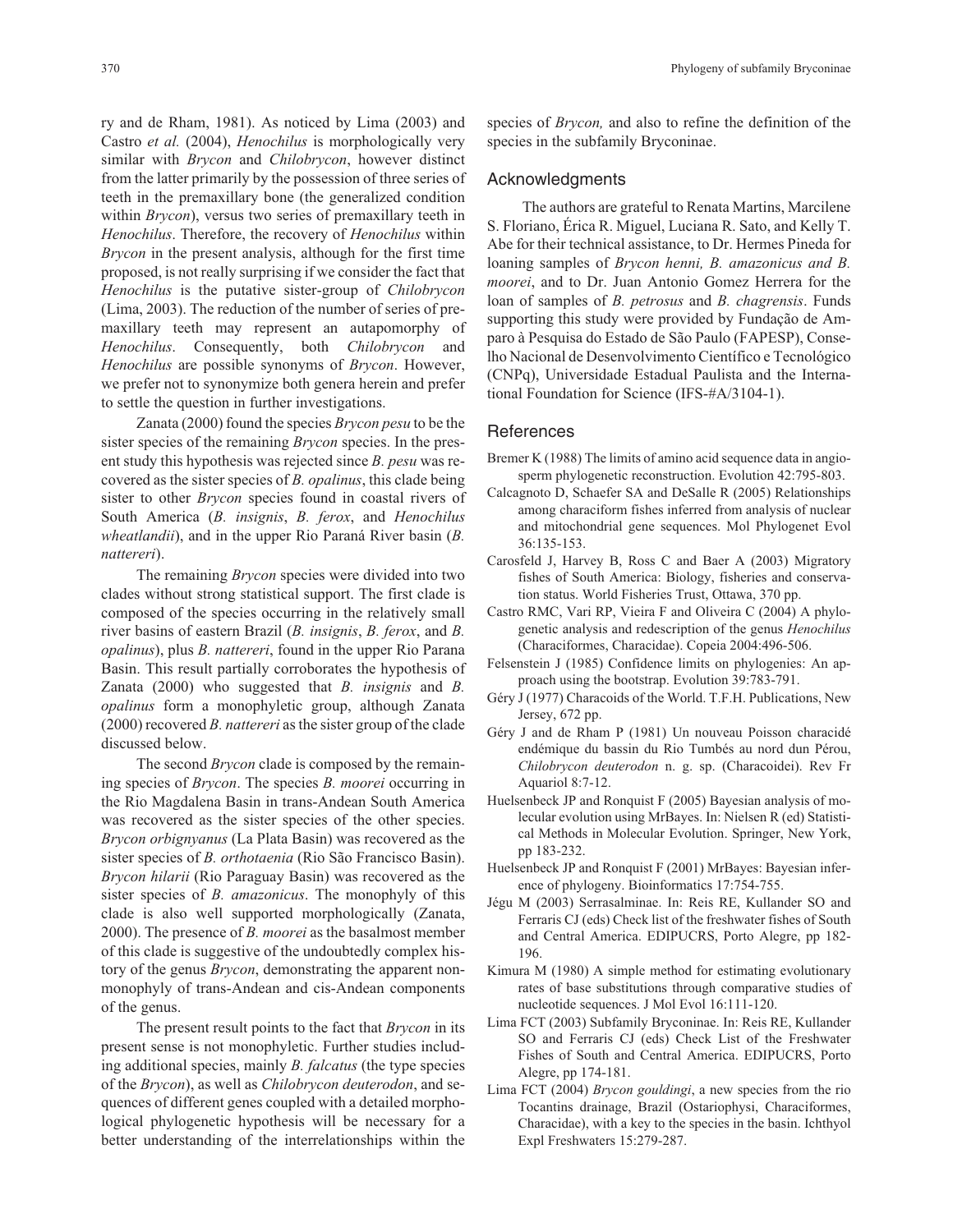ry and de Rham, 1981). As noticed by Lima (2003) and Castro *et al.* (2004), *Henochilus* is morphologically very similar with *Brycon* and *Chilobrycon*, however distinct from the latter primarily by the possession of three series of teeth in the premaxillary bone (the generalized condition within *Brycon*), versus two series of premaxillary teeth in *Henochilus*. Therefore, the recovery of *Henochilus* within *Brycon* in the present analysis, although for the first time proposed, is not really surprising if we consider the fact that *Henochilus* is the putative sister-group of *Chilobrycon* (Lima, 2003). The reduction of the number of series of premaxillary teeth may represent an autapomorphy of *Henochilus*. Consequently, both *Chilobrycon* and *Henochilus* are possible synonyms of *Brycon*. However, we prefer not to synonymize both genera herein and prefer to settle the question in further investigations.

Zanata (2000) found the species *Brycon pesu* to be the sister species of the remaining *Brycon* species. In the present study this hypothesis was rejected since *B. pesu* was recovered as the sister species of *B. opalinus*, this clade being sister to other *Brycon* species found in coastal rivers of South America (*B. insignis*, *B. ferox*, and *Henochilus wheatlandii*), and in the upper Rio Paraná River basin (*B. nattereri*).

The remaining *Brycon* species were divided into two clades without strong statistical support. The first clade is composed of the species occurring in the relatively small river basins of eastern Brazil (*B. insignis*, *B. ferox*, and *B. opalinus*), plus *B. nattereri*, found in the upper Rio Parana Basin. This result partially corroborates the hypothesis of Zanata (2000) who suggested that *B. insignis* and *B. opalinus* form a monophyletic group, although Zanata (2000) recovered *B. nattereri* as the sister group of the clade discussed below.

The second *Brycon* clade is composed by the remaining species of *Brycon*. The species *B. moorei* occurring in the Rio Magdalena Basin in trans-Andean South America was recovered as the sister species of the other species. *Brycon orbignyanus* (La Plata Basin) was recovered as the sister species of *B. orthotaenia* (Rio São Francisco Basin). *Brycon hilarii* (Rio Paraguay Basin) was recovered as the sister species of *B. amazonicus*. The monophyly of this clade is also well supported morphologically (Zanata, 2000). The presence of *B. moorei* as the basalmost member of this clade is suggestive of the undoubtedly complex history of the genus *Brycon*, demonstrating the apparent non-monophyly of trans-Andean and cis-Andean components of the genus.

The present result points to the fact that *Brycon* in its present sense is not monophyletic. Further studies including additional species, mainly *B. falcatus* (the type species of the *Brycon*), as well as *Chilobrycon deuterodon*, and sequences of different genes coupled with a detailed morphological phylogenetic hypothesis will be necessary for a better understanding of the interrelationships within the species of *Brycon,* and also to refine the definition of the species in the subfamily Bryconinae.

## Acknowledgments

The authors are grateful to Renata Martins, Marcilene S. Floriano, Érica R. Miguel, Luciana R. Sato, and Kelly T. Abe for their technical assistance, to Dr. Hermes Pineda for loaning samples of *Brycon henni, B. amazonicus and B. moorei*, and to Dr. Juan Antonio Gomez Herrera for the loan of samples of *B. petrosus* and *B. chagrensis*. Funds supporting this study were provided by Fundação de Amparo à Pesquisa do Estado de São Paulo (FAPESP), Conselho Nacional de Desenvolvimento Científico e Tecnológico (CNPq), Universidade Estadual Paulista and the International Foundation for Science (IFS-#A/3104-1).

## References

Bremer K (1988) The limits of amino acid sequence data in angiosperm phylogenetic reconstruction. Evolution 42:795-803.

Calcagnoto D, Schaefer SA and DeSalle R (2005) Relationships among characiform fishes inferred from analysis of nuclear and mitochondrial gene sequences. Mol Phylogenet Evol 36:135-153.

Carosfeld J, Harvey B, Ross C and Baer A (2003) Migratory fishes of South America: Biology, fisheries and conservation status. World Fisheries Trust, Ottawa, 370 pp.

Castro RMC, Vari RP, Vieira F and Oliveira C (2004) A phylogenetic analysis and redescription of the genus *Henochilus* (Characiformes, Characidae). Copeia 2004:496-506.

Felsenstein J (1985) Confidence limits on phylogenies: An approach using the bootstrap. Evolution 39:783-791.

Géry J (1977) Characoids of the World. T.F.H. Publications, New Jersey, 672 pp.

Géry J and de Rham P (1981) Un nouveau Poisson characidé endémique du bassin du Rio Tumbés au nord dun Pérou, *Chilobrycon deuterodon* n. g. sp. (Characoidei). Rev Fr Aquariol 8:7-12.

Huelsenbeck JP and Ronquist F (2005) Bayesian analysis of molecular evolution using MrBayes. In: Nielsen R (ed) Statistical Methods in Molecular Evolution. Springer, New York, pp 183-232.

Huelsenbeck JP and Ronquist F (2001) MrBayes: Bayesian inference of phylogeny. Bioinformatics 17:754-755.

Jégu M (2003) Serrasalminae. In: Reis RE, Kullander SO and Ferraris CJ (eds) Check list of the freshwater fishes of South and Central America. EDIPUCRS, Porto Alegre, pp 182-196.

Kimura M (1980) A simple method for estimating evolutionary rates of base substitutions through comparative studies of nucleotide sequences. J Mol Evol 16:111-120.

Lima FCT (2003) Subfamily Bryconinae. In: Reis RE, Kullander SO and Ferraris CJ (eds) Check List of the Freshwater Fishes of South and Central America. EDIPUCRS, Porto Alegre, pp 174-181.

Lima FCT (2004) *Brycon gouldingi*, a new species from the rio Tocantins drainage, Brazil (Ostariophysi, Characiformes, Characidae), with a key to the species in the basin. Ichthyol Expl Freshwaters 15:279-287.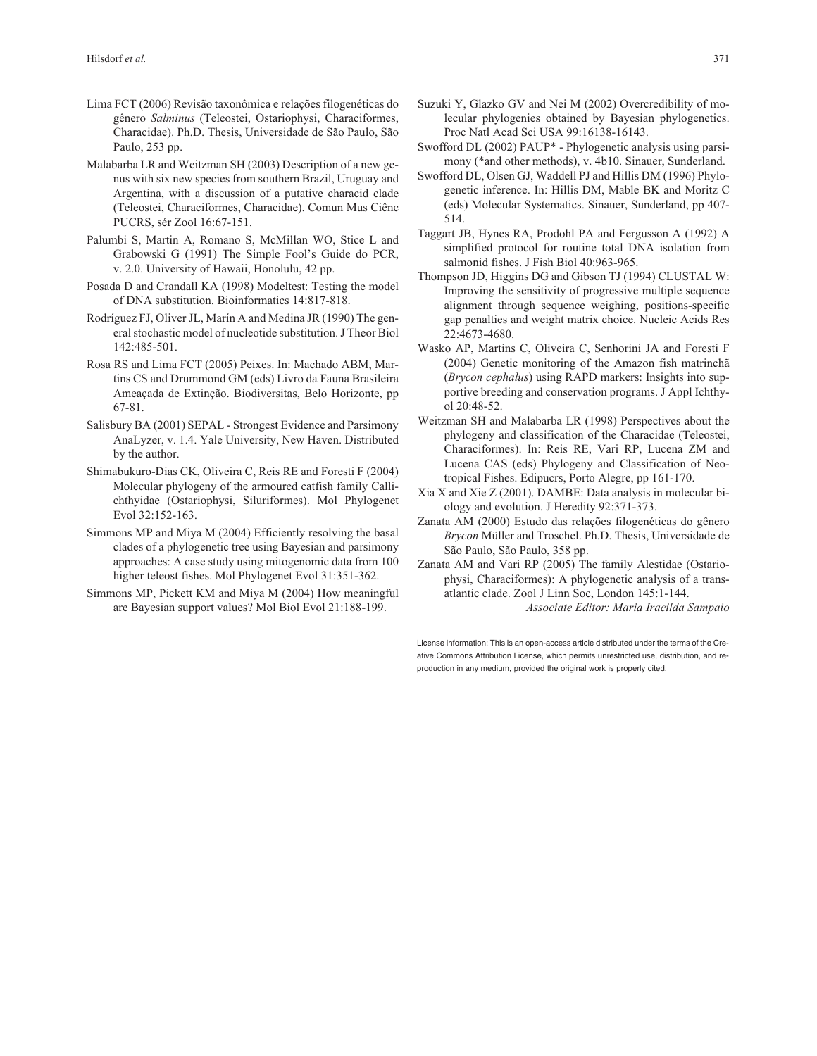Lima FCT (2006) Revisão taxonômica e relações filogenéticas do gênero *Salminus* (Teleostei, Ostariophysi, Characiformes, Characidae). Ph.D. Thesis, Universidade de São Paulo, São Paulo, 253 pp.

Malabarba LR and Weitzman SH (2003) Description of a new genus with six new species from southern Brazil, Uruguay and Argentina, with a discussion of a putative characid clade (Teleostei, Characiformes, Characidae). Comun Mus Ciênc PUCRS, sér Zool 16:67-151.

Palumbi S, Martin A, Romano S, McMillan WO, Stice L and Grabowski G (1991) The Simple Fool's Guide do PCR, v. 2.0. University of Hawaii, Honolulu, 42 pp.

Posada D and Crandall KA (1998) Modeltest: Testing the model of DNA substitution. Bioinformatics 14:817-818.

Rodríguez FJ, Oliver JL, Marín A and Medina JR (1990) The general stochastic model of nucleotide substitution. J Theor Biol 142:485-501.

Rosa RS and Lima FCT (2005) Peixes. In: Machado ABM, Martins CS and Drummond GM (eds) Livro da Fauna Brasileira Ameaçada de Extinção. Biodiversitas, Belo Horizonte, pp 67-81.

Salisbury BA (2001) SEPAL - Strongest Evidence and Parsimony AnaLyzer, v. 1.4. Yale University, New Haven. Distributed by the author.

Shimabukuro-Dias CK, Oliveira C, Reis RE and Foresti F (2004) Molecular phylogeny of the armoured catfish family Callichthyidae (Ostariophysi, Siluriformes). Mol Phylogenet Evol 32:152-163.

Simmons MP and Miya M (2004) Efficiently resolving the basal clades of a phylogenetic tree using Bayesian and parsimony approaches: A case study using mitogenomic data from 100 higher teleost fishes. Mol Phylogenet Evol 31:351-362.

Simmons MP, Pickett KM and Miya M (2004) How meaningful are Bayesian support values? Mol Biol Evol 21:188-199.

Suzuki Y, Glazko GV and Nei M (2002) Overcredibility of molecular phylogenies obtained by Bayesian phylogenetics. Proc Natl Acad Sci USA 99:16138-16143.

Swofford DL (2002) PAUP* - Phylogenetic analysis using parsimony (*and other methods), v. 4b10. Sinauer, Sunderland.

Swofford DL, Olsen GJ, Waddell PJ and Hillis DM (1996) Phylogenetic inference. In: Hillis DM, Mable BK and Moritz C (eds) Molecular Systematics. Sinauer, Sunderland, pp 407-514.

Taggart JB, Hynes RA, Prodohl PA and Fergusson A (1992) A simplified protocol for routine total DNA isolation from salmonid fishes. J Fish Biol 40:963-965.

Thompson JD, Higgins DG and Gibson TJ (1994) CLUSTAL W: Improving the sensitivity of progressive multiple sequence alignment through sequence weighing, positions-specific gap penalties and weight matrix choice. Nucleic Acids Res 22:4673-4680.

Wasko AP, Martins C, Oliveira C, Senhorini JA and Foresti F (2004) Genetic monitoring of the Amazon fish matrinchã (*Brycon cephalus*) using RAPD markers: Insights into supportive breeding and conservation programs. J Appl Ichthyol 20:48-52.

Weitzman SH and Malabarba LR (1998) Perspectives about the phylogeny and classification of the Characidae (Teleostei, Characiformes). In: Reis RE, Vari RP, Lucena ZM and Lucena CAS (eds) Phylogeny and Classification of Neotropical Fishes. Edipucrs, Porto Alegre, pp 161-170.

Xia X and Xie Z (2001). DAMBE: Data analysis in molecular biology and evolution. J Heredity 92:371-373.

Zanata AM (2000) Estudo das relações filogenéticas do gênero *Brycon* Müller and Troschel. Ph.D. Thesis, Universidade de São Paulo, São Paulo, 358 pp.

Zanata AM and Vari RP (2005) The family Alestidae (Ostariophysi, Characiformes): A phylogenetic analysis of a trans-atlantic clade. Zool J Linn Soc, London 145:1-144.

*Associate Editor: Maria Iracilda Sampaio*

License information: This is an open-access article distributed under the terms of the Creative Commons Attribution License, which permits unrestricted use, distribution, and reproduction in any medium, provided the original work is properly cited.